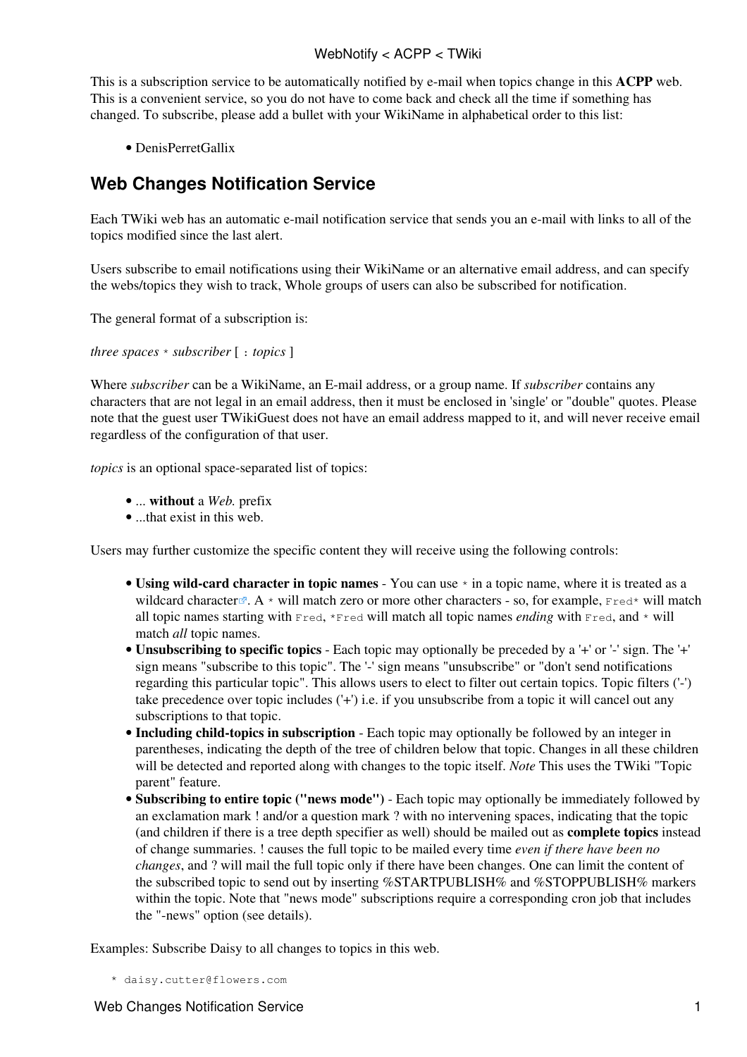This is a subscription service to be automatically notified by e-mail when topics change in this **ACPP** web. This is a convenient service, so you do not have to come back and check all the time if something has changed. To subscribe, please add a bullet with your WikiName in alphabetical order to this list:

- DenisPerretGallix

## Web Changes Notification Service

Each TWiki web has an automatic e-mail notification service that sends you an e-mail with links to all of the topics modified since the last alert.

Users subscribe to email notifications using their WikiName or an alternative email address, and can specify the webs/topics they wish to track, Whole groups of users can also be subscribed for notification.

The general format of a subscription is:

*three spaces* `*` *subscriber* [ `:` *topics* ]

Where *subscriber* can be a WikiName, an E-mail address, or a group name. If *subscriber* contains any characters that are not legal in an email address, then it must be enclosed in 'single' or "double" quotes. Please note that the guest user TWikiGuest does not have an email address mapped to it, and will never receive email regardless of the configuration of that user.

*topics* is an optional space-separated list of topics:

- ... **without** a *Web.* prefix
- ...that exist in this web.

Users may further customize the specific content they will receive using the following controls:

- **Using wild-card character in topic names** - You can use `*` in a topic name, where it is treated as a wildcard character. A `*` will match zero or more other characters - so, for example, `Fred*` will match all topic names starting with `Fred`, `*Fred` will match all topic names *ending* with `Fred`, and `*` will match *all* topic names.
- **Unsubscribing to specific topics** - Each topic may optionally be preceded by a '+' or '-' sign. The '+' sign means "subscribe to this topic". The '-' sign means "unsubscribe" or "don't send notifications regarding this particular topic". This allows users to elect to filter out certain topics. Topic filters ('-') take precedence over topic includes ('+') i.e. if you unsubscribe from a topic it will cancel out any subscriptions to that topic.
- **Including child-topics in subscription** - Each topic may optionally be followed by an integer in parentheses, indicating the depth of the tree of children below that topic. Changes in all these children will be detected and reported along with changes to the topic itself. *Note* This uses the TWiki "Topic parent" feature.
- **Subscribing to entire topic ("news mode")** - Each topic may optionally be immediately followed by an exclamation mark ! and/or a question mark ? with no intervening spaces, indicating that the topic (and children if there is a tree depth specifier as well) should be mailed out as **complete topics** instead of change summaries. ! causes the full topic to be mailed every time *even if there have been no changes*, and ? will mail the full topic only if there have been changes. One can limit the content of the subscribed topic to send out by inserting %STARTPUBLISH% and %STOPPUBLISH% markers within the topic. Note that "news mode" subscriptions require a corresponding cron job that includes the "-news" option (see details).

Examples: Subscribe Daisy to all changes to topics in this web.

```
   * daisy.cutter@flowers.com
```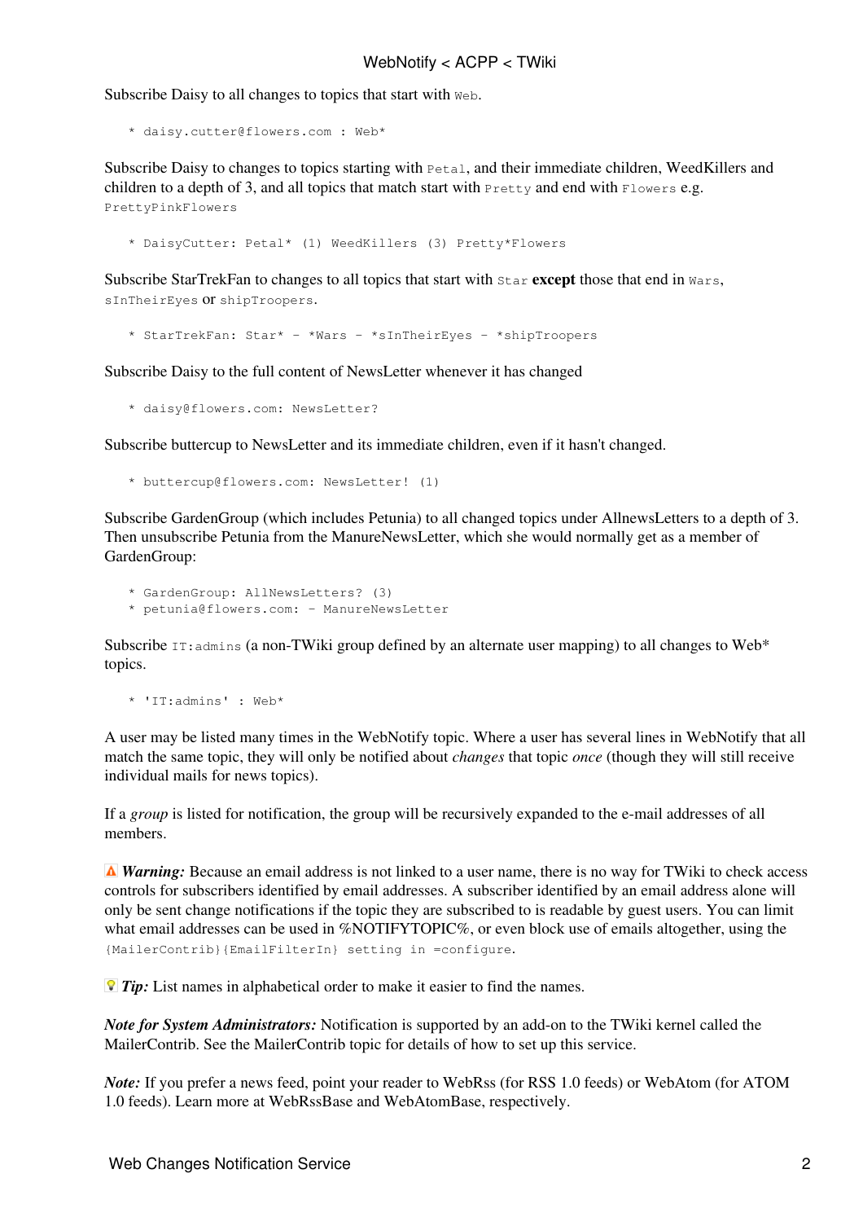Subscribe Daisy to all changes to topics that start with `Web`.

```
   * daisy.cutter@flowers.com : Web*
```

Subscribe Daisy to changes to topics starting with `Petal`, and their immediate children, WeedKillers and children to a depth of 3, and all topics that match start with `Pretty` and end with `Flowers` e.g. `PrettyPinkFlowers`

```
   * DaisyCutter: Petal* (1) WeedKillers (3) Pretty*Flowers
```

Subscribe StarTrekFan to changes to all topics that start with `Star` **except** those that end in `Wars`, `sInTheirEyes` or `shipTroopers`.

```
   * StarTrekFan: Star* - *Wars - *sInTheirEyes - *shipTroopers
```

Subscribe Daisy to the full content of NewsLetter whenever it has changed

```
   * daisy@flowers.com: NewsLetter?
```

Subscribe buttercup to NewsLetter and its immediate children, even if it hasn't changed.

```
   * buttercup@flowers.com: NewsLetter! (1)
```

Subscribe GardenGroup (which includes Petunia) to all changed topics under AllnewsLetters to a depth of 3. Then unsubscribe Petunia from the ManureNewsLetter, which she would normally get as a member of GardenGroup:

```
   * GardenGroup: AllNewsLetters? (3)
   * petunia@flowers.com: - ManureNewsLetter
```

Subscribe `IT:admins` (a non-TWiki group defined by an alternate user mapping) to all changes to Web* topics.

```
   * 'IT:admins' : Web*
```

A user may be listed many times in the WebNotify topic. Where a user has several lines in WebNotify that all match the same topic, they will only be notified about *changes* that topic *once* (though they will still receive individual mails for news topics).

If a *group* is listed for notification, the group will be recursively expanded to the e-mail addresses of all members.

***Warning:*** Because an email address is not linked to a user name, there is no way for TWiki to check access controls for subscribers identified by email addresses. A subscriber identified by an email address alone will only be sent change notifications if the topic they are subscribed to is readable by guest users. You can limit what email addresses can be used in %NOTIFYTOPIC%, or even block use of emails altogether, using the `{MailerContrib}{EmailFilterIn} setting in =configure`.

***Tip:*** List names in alphabetical order to make it easier to find the names.

***Note for System Administrators:*** Notification is supported by an add-on to the TWiki kernel called the MailerContrib. See the MailerContrib topic for details of how to set up this service.

***Note:*** If you prefer a news feed, point your reader to WebRss (for RSS 1.0 feeds) or WebAtom (for ATOM 1.0 feeds). Learn more at WebRssBase and WebAtomBase, respectively.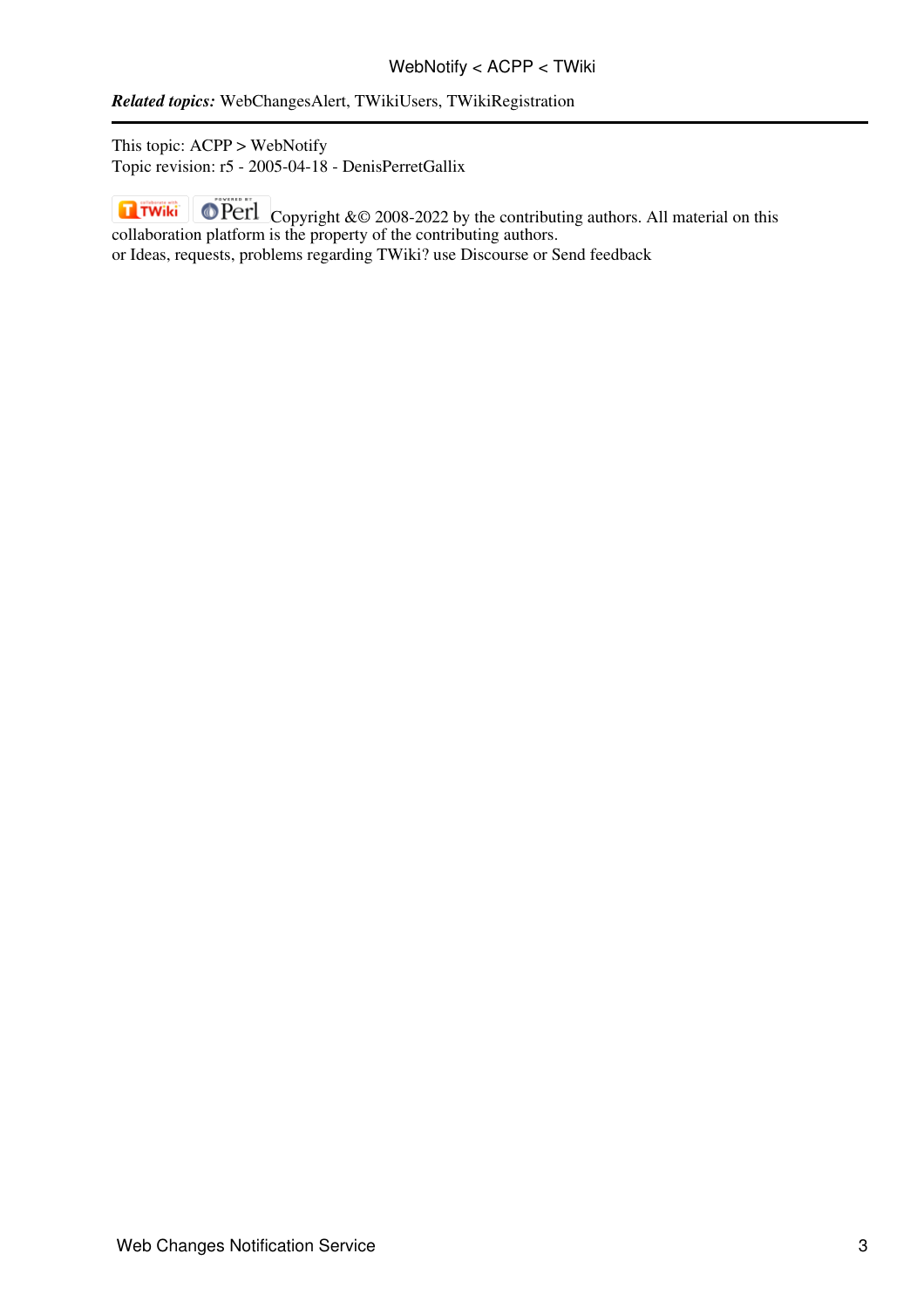***Related topics:*** WebChangesAlert, TWikiUsers, TWikiRegistration

---

This topic: ACPP > WebNotify
Topic revision: r5 - 2005-04-18 - DenisPerretGallix

Copyright &© 2008-2022 by the contributing authors. All material on this collaboration platform is the property of the contributing authors.
or Ideas, requests, problems regarding TWiki? use Discourse or Send feedback